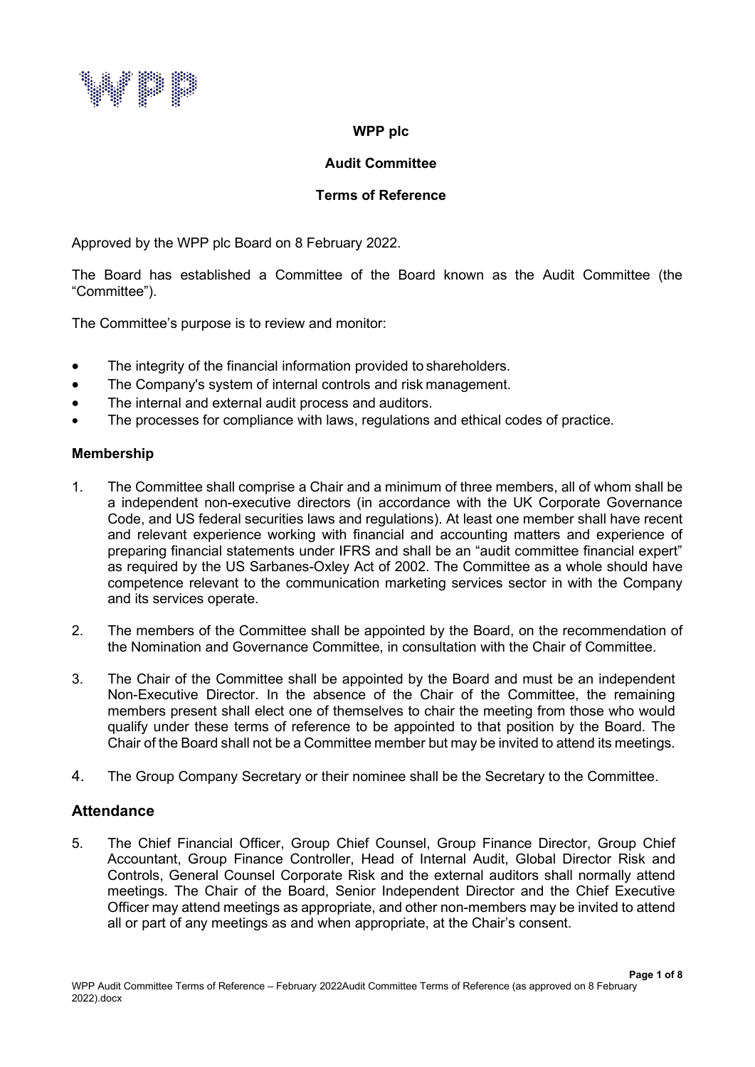**WPP plc**

**Audit Committee**

**Terms of Reference**

Approved by the WPP plc Board on 8 February 2022.

The Board has established a Committee of the Board known as the Audit Committee (the "Committee").

The Committee's purpose is to review and monitor:

- The integrity of the financial information provided to shareholders.
- The Company's system of internal controls and risk management.
- The internal and external audit process and auditors.
- The processes for compliance with laws, regulations and ethical codes of practice.

## Membership

1. The Committee shall comprise a Chair and a minimum of three members, all of whom shall be a independent non-executive directors (in accordance with the UK Corporate Governance Code, and US federal securities laws and regulations). At least one member shall have recent and relevant experience working with financial and accounting matters and experience of preparing financial statements under IFRS and shall be an "audit committee financial expert" as required by the US Sarbanes-Oxley Act of 2002. The Committee as a whole should have competence relevant to the communication marketing services sector in with the Company and its services operate.

2. The members of the Committee shall be appointed by the Board, on the recommendation of the Nomination and Governance Committee, in consultation with the Chair of Committee.

3. The Chair of the Committee shall be appointed by the Board and must be an independent Non-Executive Director. In the absence of the Chair of the Committee, the remaining members present shall elect one of themselves to chair the meeting from those who would qualify under these terms of reference to be appointed to that position by the Board. The Chair of the Board shall not be a Committee member but may be invited to attend its meetings.

4. The Group Company Secretary or their nominee shall be the Secretary to the Committee.

## Attendance

5. The Chief Financial Officer, Group Chief Counsel, Group Finance Director, Group Chief Accountant, Group Finance Controller, Head of Internal Audit, Global Director Risk and Controls, General Counsel Corporate Risk and the external auditors shall normally attend meetings. The Chair of the Board, Senior Independent Director and the Chief Executive Officer may attend meetings as appropriate, and other non-members may be invited to attend all or part of any meetings as and when appropriate, at the Chair's consent.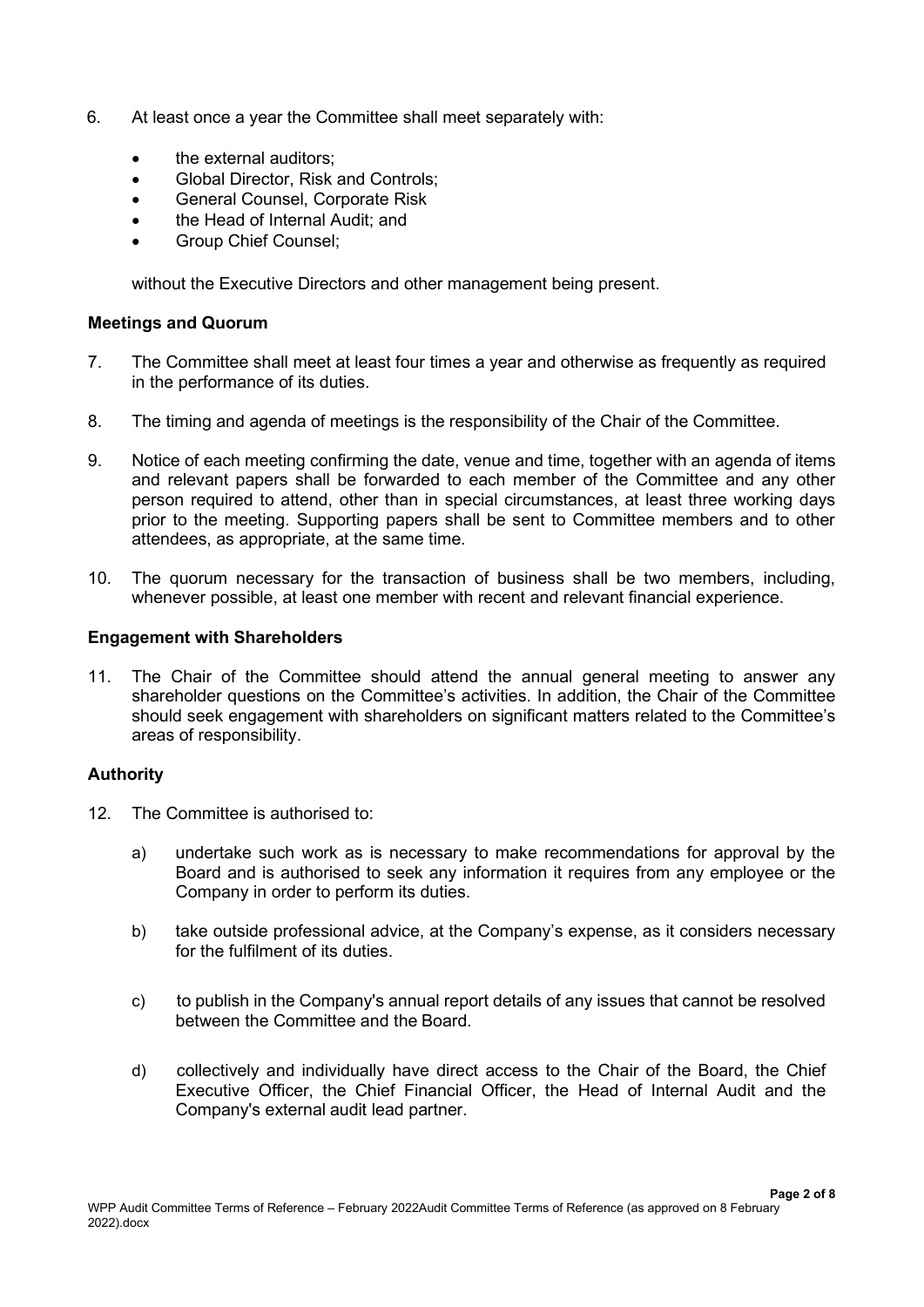6. At least once a year the Committee shall meet separately with:

   - the external auditors;
   - Global Director, Risk and Controls;
   - General Counsel, Corporate Risk
   - the Head of Internal Audit; and
   - Group Chief Counsel;

   without the Executive Directors and other management being present.

**Meetings and Quorum**

7. The Committee shall meet at least four times a year and otherwise as frequently as required in the performance of its duties.

8. The timing and agenda of meetings is the responsibility of the Chair of the Committee.

9. Notice of each meeting confirming the date, venue and time, together with an agenda of items and relevant papers shall be forwarded to each member of the Committee and any other person required to attend, other than in special circumstances, at least three working days prior to the meeting. Supporting papers shall be sent to Committee members and to other attendees, as appropriate, at the same time.

10. The quorum necessary for the transaction of business shall be two members, including, whenever possible, at least one member with recent and relevant financial experience.

**Engagement with Shareholders**

11. The Chair of the Committee should attend the annual general meeting to answer any shareholder questions on the Committee's activities. In addition, the Chair of the Committee should seek engagement with shareholders on significant matters related to the Committee's areas of responsibility.

**Authority**

12. The Committee is authorised to:

    a) undertake such work as is necessary to make recommendations for approval by the Board and is authorised to seek any information it requires from any employee or the Company in order to perform its duties.

    b) take outside professional advice, at the Company's expense, as it considers necessary for the fulfilment of its duties.

    c) to publish in the Company's annual report details of any issues that cannot be resolved between the Committee and the Board.

    d) collectively and individually have direct access to the Chair of the Board, the Chief Executive Officer, the Chief Financial Officer, the Head of Internal Audit and the Company's external audit lead partner.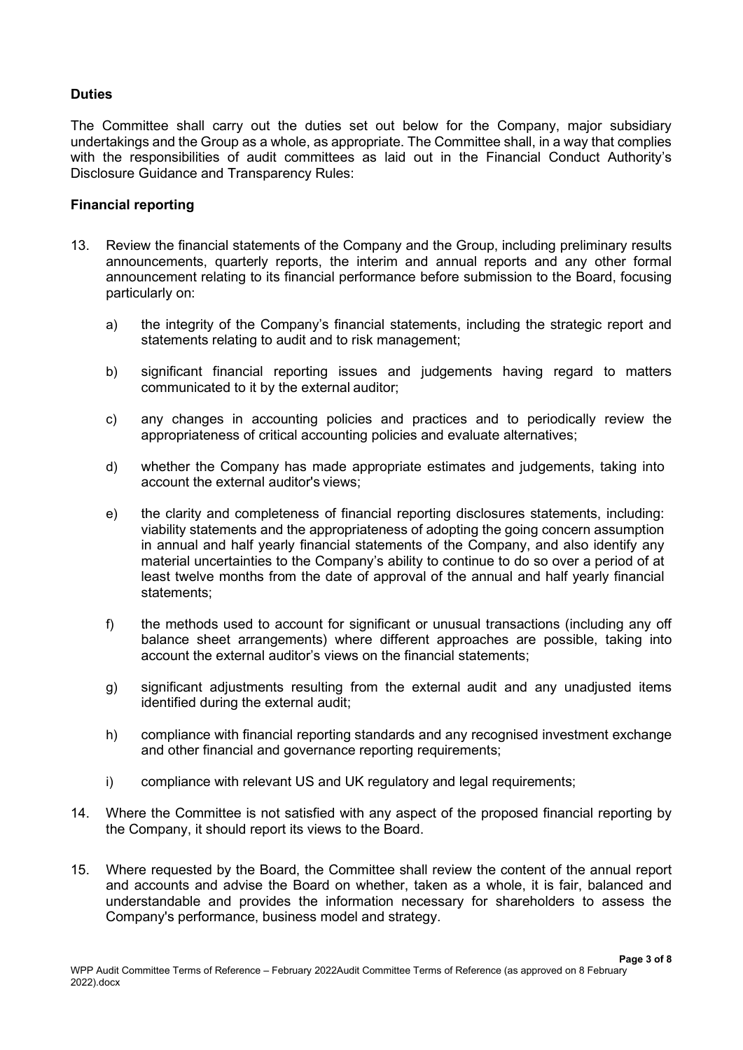**Duties**

The Committee shall carry out the duties set out below for the Company, major subsidiary undertakings and the Group as a whole, as appropriate. The Committee shall, in a way that complies with the responsibilities of audit committees as laid out in the Financial Conduct Authority's Disclosure Guidance and Transparency Rules:

**Financial reporting**

13. Review the financial statements of the Company and the Group, including preliminary results announcements, quarterly reports, the interim and annual reports and any other formal announcement relating to its financial performance before submission to the Board, focusing particularly on:

    a) the integrity of the Company's financial statements, including the strategic report and statements relating to audit and to risk management;

    b) significant financial reporting issues and judgements having regard to matters communicated to it by the external auditor;

    c) any changes in accounting policies and practices and to periodically review the appropriateness of critical accounting policies and evaluate alternatives;

    d) whether the Company has made appropriate estimates and judgements, taking into account the external auditor's views;

    e) the clarity and completeness of financial reporting disclosures statements, including: viability statements and the appropriateness of adopting the going concern assumption in annual and half yearly financial statements of the Company, and also identify any material uncertainties to the Company's ability to continue to do so over a period of at least twelve months from the date of approval of the annual and half yearly financial statements;

    f) the methods used to account for significant or unusual transactions (including any off balance sheet arrangements) where different approaches are possible, taking into account the external auditor's views on the financial statements;

    g) significant adjustments resulting from the external audit and any unadjusted items identified during the external audit;

    h) compliance with financial reporting standards and any recognised investment exchange and other financial and governance reporting requirements;

    i) compliance with relevant US and UK regulatory and legal requirements;

14. Where the Committee is not satisfied with any aspect of the proposed financial reporting by the Company, it should report its views to the Board.

15. Where requested by the Board, the Committee shall review the content of the annual report and accounts and advise the Board on whether, taken as a whole, it is fair, balanced and understandable and provides the information necessary for shareholders to assess the Company's performance, business model and strategy.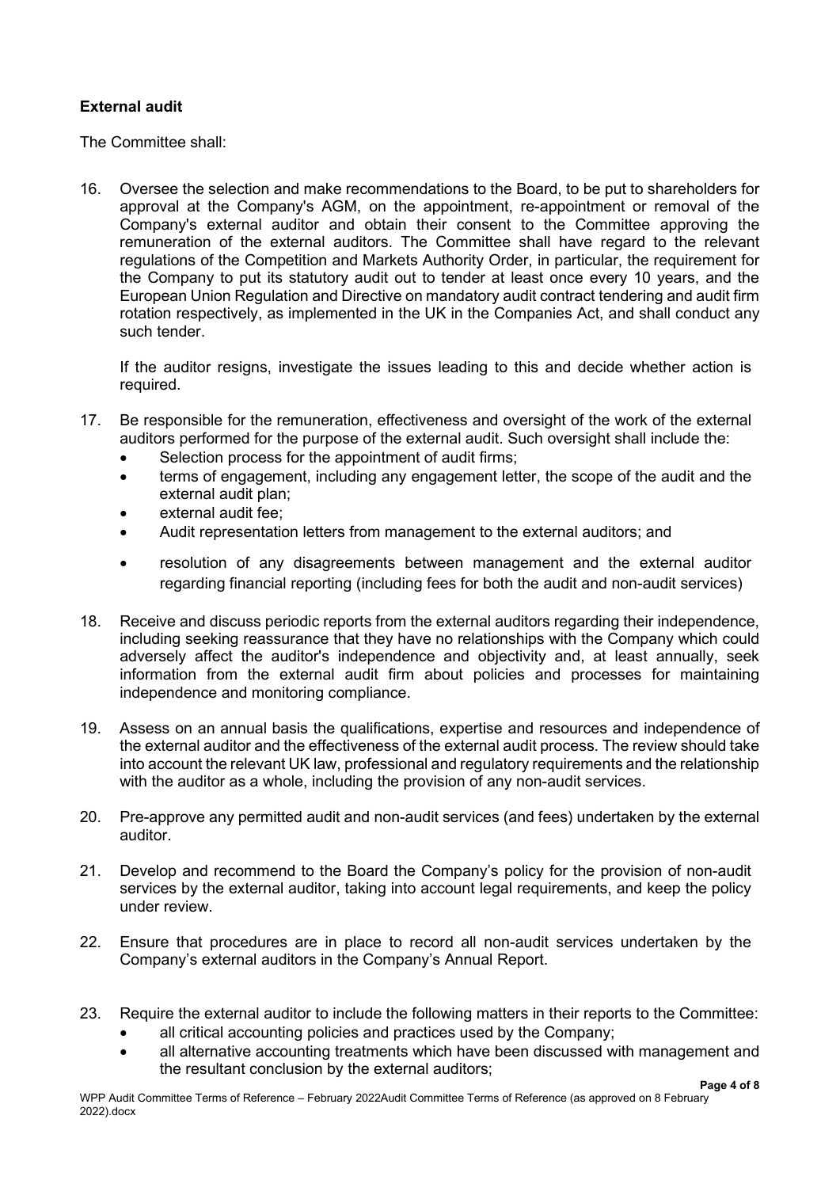**External audit**

The Committee shall:

16. Oversee the selection and make recommendations to the Board, to be put to shareholders for approval at the Company's AGM, on the appointment, re-appointment or removal of the Company's external auditor and obtain their consent to the Committee approving the remuneration of the external auditors. The Committee shall have regard to the relevant regulations of the Competition and Markets Authority Order, in particular, the requirement for the Company to put its statutory audit out to tender at least once every 10 years, and the European Union Regulation and Directive on mandatory audit contract tendering and audit firm rotation respectively, as implemented in the UK in the Companies Act, and shall conduct any such tender.

    If the auditor resigns, investigate the issues leading to this and decide whether action is required.

17. Be responsible for the remuneration, effectiveness and oversight of the work of the external auditors performed for the purpose of the external audit. Such oversight shall include the:
    - Selection process for the appointment of audit firms;
    - terms of engagement, including any engagement letter, the scope of the audit and the external audit plan;
    - external audit fee;
    - Audit representation letters from management to the external auditors; and
    - resolution of any disagreements between management and the external auditor regarding financial reporting (including fees for both the audit and non-audit services)

18. Receive and discuss periodic reports from the external auditors regarding their independence, including seeking reassurance that they have no relationships with the Company which could adversely affect the auditor's independence and objectivity and, at least annually, seek information from the external audit firm about policies and processes for maintaining independence and monitoring compliance.

19. Assess on an annual basis the qualifications, expertise and resources and independence of the external auditor and the effectiveness of the external audit process. The review should take into account the relevant UK law, professional and regulatory requirements and the relationship with the auditor as a whole, including the provision of any non-audit services.

20. Pre-approve any permitted audit and non-audit services (and fees) undertaken by the external auditor.

21. Develop and recommend to the Board the Company's policy for the provision of non-audit services by the external auditor, taking into account legal requirements, and keep the policy under review.

22. Ensure that procedures are in place to record all non-audit services undertaken by the Company's external auditors in the Company's Annual Report.

23. Require the external auditor to include the following matters in their reports to the Committee:
    - all critical accounting policies and practices used by the Company;
    - all alternative accounting treatments which have been discussed with management and the resultant conclusion by the external auditors;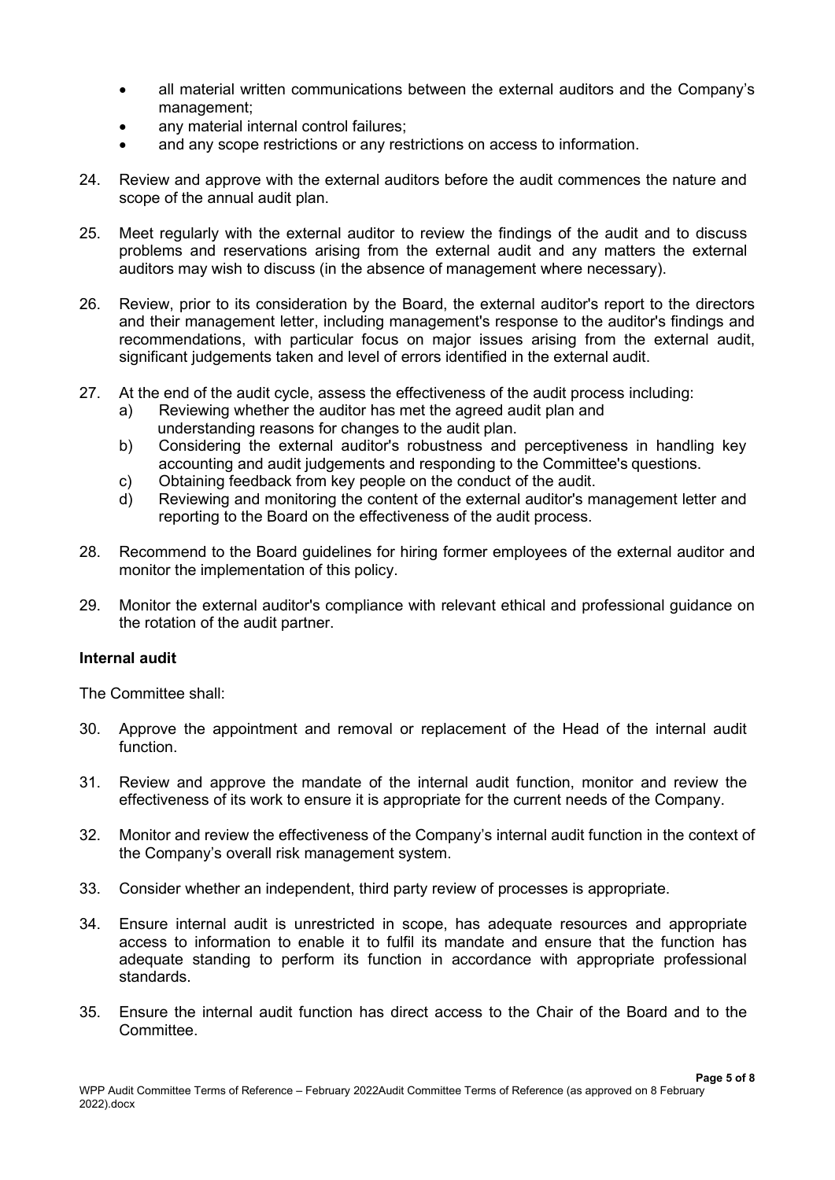- all material written communications between the external auditors and the Company's management;
- any material internal control failures;
- and any scope restrictions or any restrictions on access to information.

24. Review and approve with the external auditors before the audit commences the nature and scope of the annual audit plan.

25. Meet regularly with the external auditor to review the findings of the audit and to discuss problems and reservations arising from the external audit and any matters the external auditors may wish to discuss (in the absence of management where necessary).

26. Review, prior to its consideration by the Board, the external auditor's report to the directors and their management letter, including management's response to the auditor's findings and recommendations, with particular focus on major issues arising from the external audit, significant judgements taken and level of errors identified in the external audit.

27. At the end of the audit cycle, assess the effectiveness of the audit process including:
    a) Reviewing whether the auditor has met the agreed audit plan and understanding reasons for changes to the audit plan.
    b) Considering the external auditor's robustness and perceptiveness in handling key accounting and audit judgements and responding to the Committee's questions.
    c) Obtaining feedback from key people on the conduct of the audit.
    d) Reviewing and monitoring the content of the external auditor's management letter and reporting to the Board on the effectiveness of the audit process.

28. Recommend to the Board guidelines for hiring former employees of the external auditor and monitor the implementation of this policy.

29. Monitor the external auditor's compliance with relevant ethical and professional guidance on the rotation of the audit partner.

**Internal audit**

The Committee shall:

30. Approve the appointment and removal or replacement of the Head of the internal audit function.

31. Review and approve the mandate of the internal audit function, monitor and review the effectiveness of its work to ensure it is appropriate for the current needs of the Company.

32. Monitor and review the effectiveness of the Company's internal audit function in the context of the Company's overall risk management system.

33. Consider whether an independent, third party review of processes is appropriate.

34. Ensure internal audit is unrestricted in scope, has adequate resources and appropriate access to information to enable it to fulfil its mandate and ensure that the function has adequate standing to perform its function in accordance with appropriate professional standards.

35. Ensure the internal audit function has direct access to the Chair of the Board and to the Committee.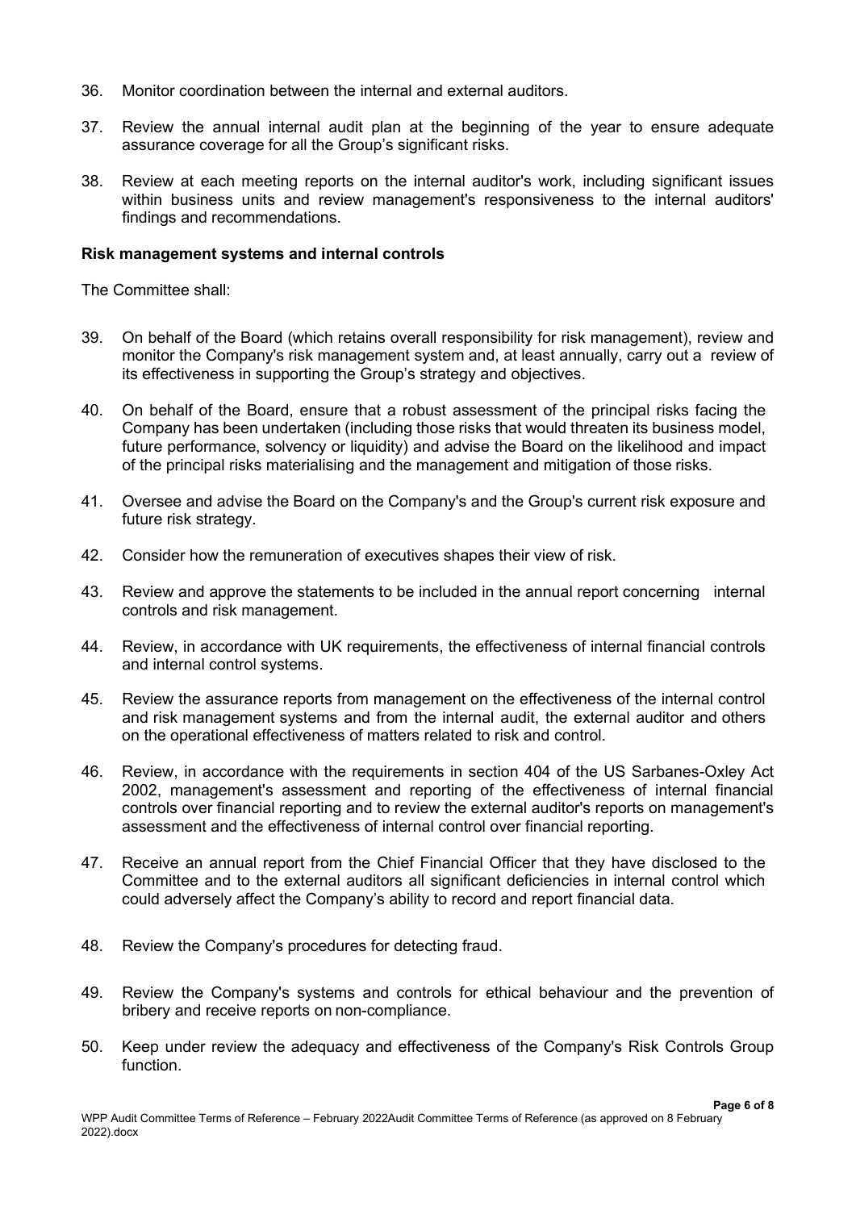36. Monitor coordination between the internal and external auditors.

37. Review the annual internal audit plan at the beginning of the year to ensure adequate assurance coverage for all the Group's significant risks.

38. Review at each meeting reports on the internal auditor's work, including significant issues within business units and review management's responsiveness to the internal auditors' findings and recommendations.

**Risk management systems and internal controls**

The Committee shall:

39. On behalf of the Board (which retains overall responsibility for risk management), review and monitor the Company's risk management system and, at least annually, carry out a review of its effectiveness in supporting the Group's strategy and objectives.

40. On behalf of the Board, ensure that a robust assessment of the principal risks facing the Company has been undertaken (including those risks that would threaten its business model, future performance, solvency or liquidity) and advise the Board on the likelihood and impact of the principal risks materialising and the management and mitigation of those risks.

41. Oversee and advise the Board on the Company's and the Group's current risk exposure and future risk strategy.

42. Consider how the remuneration of executives shapes their view of risk.

43. Review and approve the statements to be included in the annual report concerning internal controls and risk management.

44. Review, in accordance with UK requirements, the effectiveness of internal financial controls and internal control systems.

45. Review the assurance reports from management on the effectiveness of the internal control and risk management systems and from the internal audit, the external auditor and others on the operational effectiveness of matters related to risk and control.

46. Review, in accordance with the requirements in section 404 of the US Sarbanes-Oxley Act 2002, management's assessment and reporting of the effectiveness of internal financial controls over financial reporting and to review the external auditor's reports on management's assessment and the effectiveness of internal control over financial reporting.

47. Receive an annual report from the Chief Financial Officer that they have disclosed to the Committee and to the external auditors all significant deficiencies in internal control which could adversely affect the Company's ability to record and report financial data.

48. Review the Company's procedures for detecting fraud.

49. Review the Company's systems and controls for ethical behaviour and the prevention of bribery and receive reports on non-compliance.

50. Keep under review the adequacy and effectiveness of the Company's Risk Controls Group function.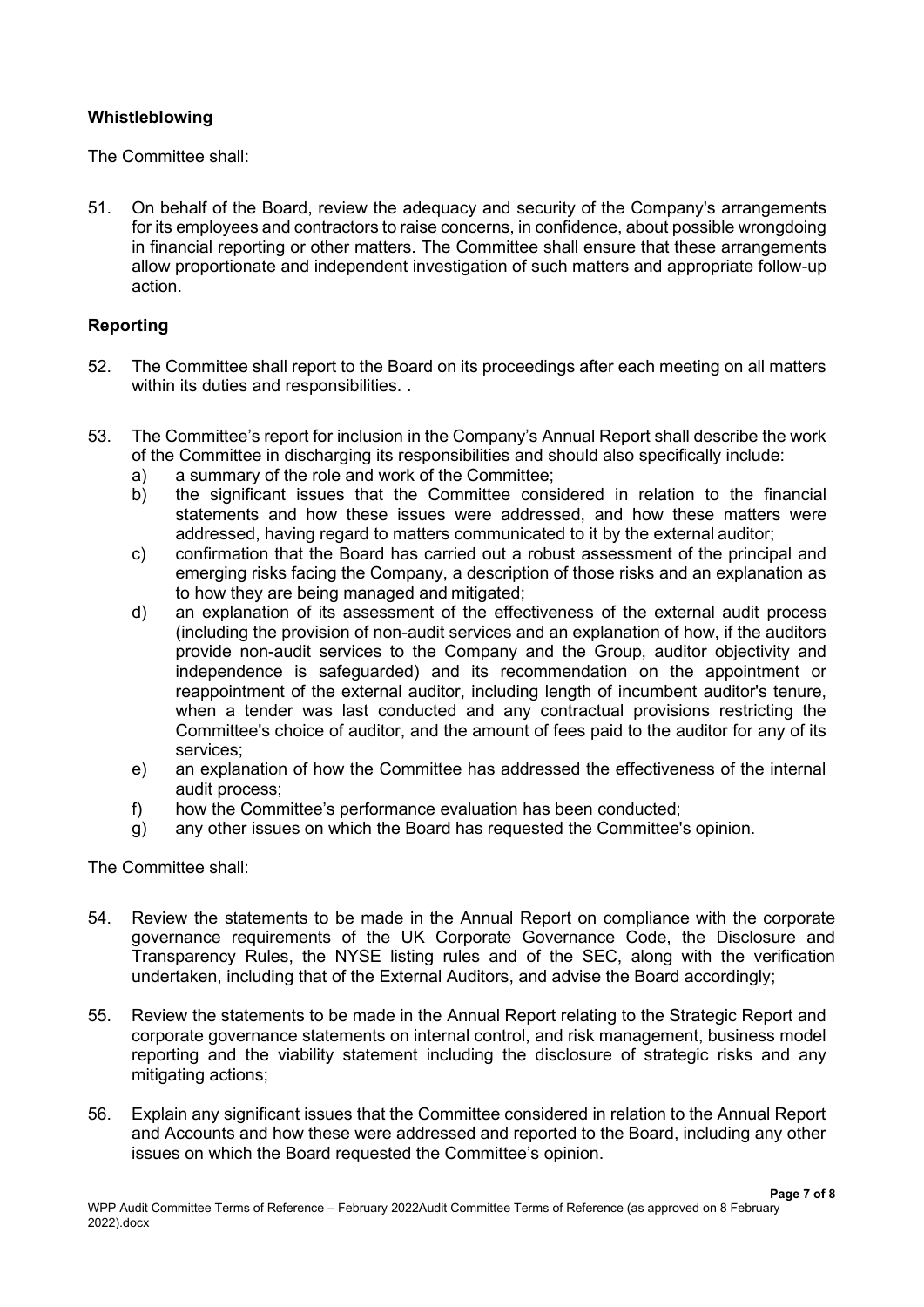**Whistleblowing**

The Committee shall:

51. On behalf of the Board, review the adequacy and security of the Company's arrangements for its employees and contractors to raise concerns, in confidence, about possible wrongdoing in financial reporting or other matters. The Committee shall ensure that these arrangements allow proportionate and independent investigation of such matters and appropriate follow-up action.

**Reporting**

52. The Committee shall report to the Board on its proceedings after each meeting on all matters within its duties and responsibilities. .

53. The Committee's report for inclusion in the Company's Annual Report shall describe the work of the Committee in discharging its responsibilities and should also specifically include:
    a) a summary of the role and work of the Committee;
    b) the significant issues that the Committee considered in relation to the financial statements and how these issues were addressed, and how these matters were addressed, having regard to matters communicated to it by the external auditor;
    c) confirmation that the Board has carried out a robust assessment of the principal and emerging risks facing the Company, a description of those risks and an explanation as to how they are being managed and mitigated;
    d) an explanation of its assessment of the effectiveness of the external audit process (including the provision of non-audit services and an explanation of how, if the auditors provide non-audit services to the Company and the Group, auditor objectivity and independence is safeguarded) and its recommendation on the appointment or reappointment of the external auditor, including length of incumbent auditor's tenure, when a tender was last conducted and any contractual provisions restricting the Committee's choice of auditor, and the amount of fees paid to the auditor for any of its services;
    e) an explanation of how the Committee has addressed the effectiveness of the internal audit process;
    f) how the Committee's performance evaluation has been conducted;
    g) any other issues on which the Board has requested the Committee's opinion.

The Committee shall:

54. Review the statements to be made in the Annual Report on compliance with the corporate governance requirements of the UK Corporate Governance Code, the Disclosure and Transparency Rules, the NYSE listing rules and of the SEC, along with the verification undertaken, including that of the External Auditors, and advise the Board accordingly;

55. Review the statements to be made in the Annual Report relating to the Strategic Report and corporate governance statements on internal control, and risk management, business model reporting and the viability statement including the disclosure of strategic risks and any mitigating actions;

56. Explain any significant issues that the Committee considered in relation to the Annual Report and Accounts and how these were addressed and reported to the Board, including any other issues on which the Board requested the Committee's opinion.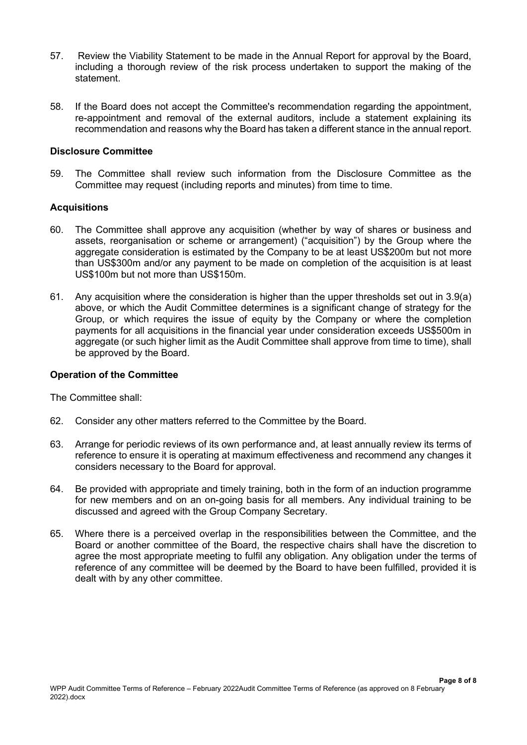57. Review the Viability Statement to be made in the Annual Report for approval by the Board, including a thorough review of the risk process undertaken to support the making of the statement.

58. If the Board does not accept the Committee's recommendation regarding the appointment, re-appointment and removal of the external auditors, include a statement explaining its recommendation and reasons why the Board has taken a different stance in the annual report.

**Disclosure Committee**

59. The Committee shall review such information from the Disclosure Committee as the Committee may request (including reports and minutes) from time to time.

**Acquisitions**

60. The Committee shall approve any acquisition (whether by way of shares or business and assets, reorganisation or scheme or arrangement) ("acquisition") by the Group where the aggregate consideration is estimated by the Company to be at least US$200m but not more than US$300m and/or any payment to be made on completion of the acquisition is at least US$100m but not more than US$150m.

61. Any acquisition where the consideration is higher than the upper thresholds set out in 3.9(a) above, or which the Audit Committee determines is a significant change of strategy for the Group, or which requires the issue of equity by the Company or where the completion payments for all acquisitions in the financial year under consideration exceeds US$500m in aggregate (or such higher limit as the Audit Committee shall approve from time to time), shall be approved by the Board.

**Operation of the Committee**

The Committee shall:

62. Consider any other matters referred to the Committee by the Board.

63. Arrange for periodic reviews of its own performance and, at least annually review its terms of reference to ensure it is operating at maximum effectiveness and recommend any changes it considers necessary to the Board for approval.

64. Be provided with appropriate and timely training, both in the form of an induction programme for new members and on an on-going basis for all members. Any individual training to be discussed and agreed with the Group Company Secretary.

65. Where there is a perceived overlap in the responsibilities between the Committee, and the Board or another committee of the Board, the respective chairs shall have the discretion to agree the most appropriate meeting to fulfil any obligation. Any obligation under the terms of reference of any committee will be deemed by the Board to have been fulfilled, provided it is dealt with by any other committee.